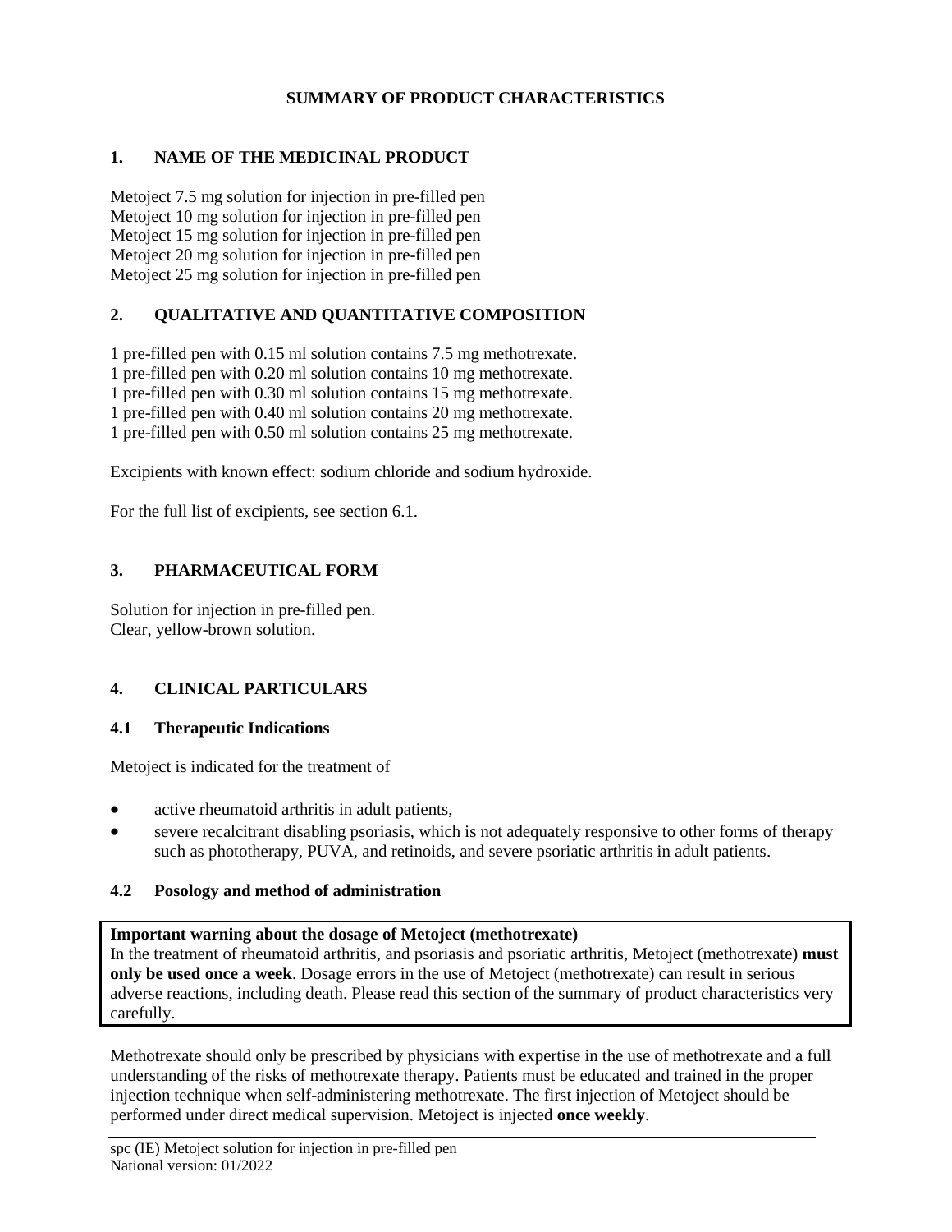# SUMMARY OF PRODUCT CHARACTERISTICS

## 1. NAME OF THE MEDICINAL PRODUCT

Metoject 7.5 mg solution for injection in pre-filled pen
Metoject 10 mg solution for injection in pre-filled pen
Metoject 15 mg solution for injection in pre-filled pen
Metoject 20 mg solution for injection in pre-filled pen
Metoject 25 mg solution for injection in pre-filled pen

## 2. QUALITATIVE AND QUANTITATIVE COMPOSITION

1 pre-filled pen with 0.15 ml solution contains 7.5 mg methotrexate.
1 pre-filled pen with 0.20 ml solution contains 10 mg methotrexate.
1 pre-filled pen with 0.30 ml solution contains 15 mg methotrexate.
1 pre-filled pen with 0.40 ml solution contains 20 mg methotrexate.
1 pre-filled pen with 0.50 ml solution contains 25 mg methotrexate.

Excipients with known effect: sodium chloride and sodium hydroxide.

For the full list of excipients, see section 6.1.

## 3. PHARMACEUTICAL FORM

Solution for injection in pre-filled pen.
Clear, yellow-brown solution.

## 4. CLINICAL PARTICULARS

### 4.1 Therapeutic Indications

Metoject is indicated for the treatment of

- active rheumatoid arthritis in adult patients,
- severe recalcitrant disabling psoriasis, which is not adequately responsive to other forms of therapy such as phototherapy, PUVA, and retinoids, and severe psoriatic arthritis in adult patients.

### 4.2 Posology and method of administration

**Important warning about the dosage of Metoject (methotrexate)**
In the treatment of rheumatoid arthritis, and psoriasis and psoriatic arthritis, Metoject (methotrexate) **must only be used once a week**. Dosage errors in the use of Metoject (methotrexate) can result in serious adverse reactions, including death. Please read this section of the summary of product characteristics very carefully.

Methotrexate should only be prescribed by physicians with expertise in the use of methotrexate and a full understanding of the risks of methotrexate therapy. Patients must be educated and trained in the proper injection technique when self-administering methotrexate. The first injection of Metoject should be performed under direct medical supervision. Metoject is injected **once weekly**.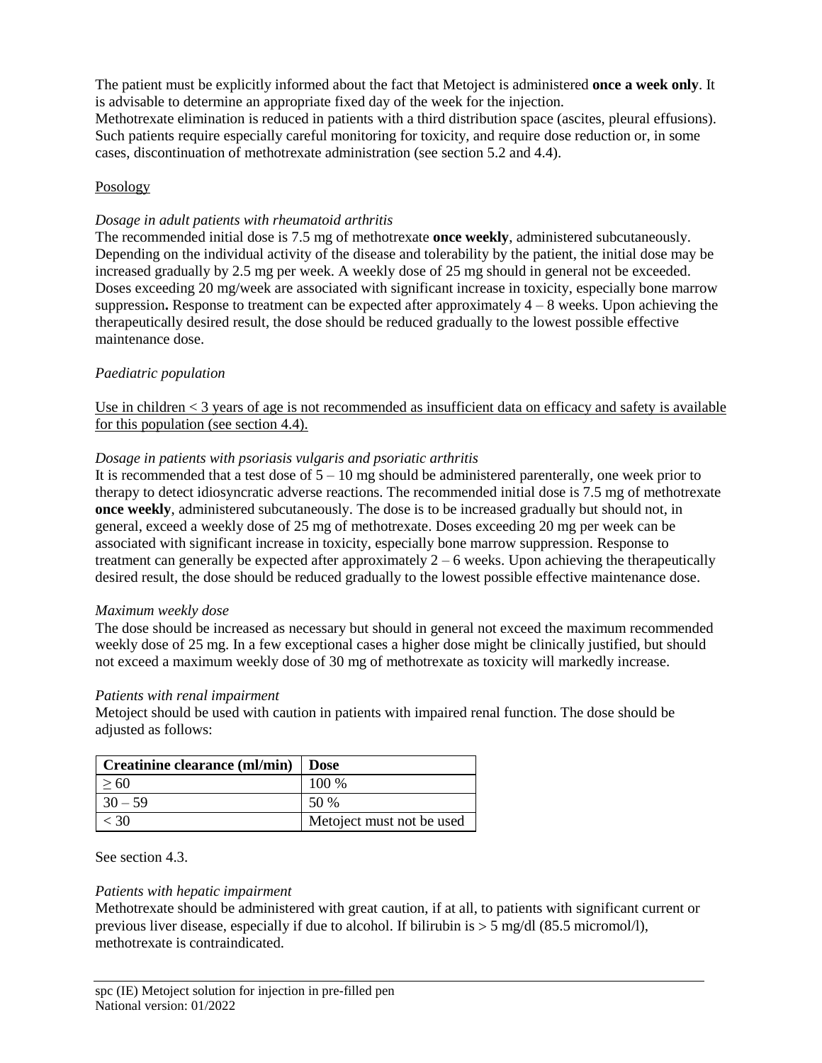The patient must be explicitly informed about the fact that Metoject is administered **once a week only**. It is advisable to determine an appropriate fixed day of the week for the injection.
Methotrexate elimination is reduced in patients with a third distribution space (ascites, pleural effusions). Such patients require especially careful monitoring for toxicity, and require dose reduction or, in some cases, discontinuation of methotrexate administration (see section 5.2 and 4.4).

Posology

*Dosage in adult patients with rheumatoid arthritis*
The recommended initial dose is 7.5 mg of methotrexate **once weekly**, administered subcutaneously. Depending on the individual activity of the disease and tolerability by the patient, the initial dose may be increased gradually by 2.5 mg per week. A weekly dose of 25 mg should in general not be exceeded. Doses exceeding 20 mg/week are associated with significant increase in toxicity, especially bone marrow suppression**.** Response to treatment can be expected after approximately 4 – 8 weeks. Upon achieving the therapeutically desired result, the dose should be reduced gradually to the lowest possible effective maintenance dose.

*Paediatric population*

Use in children < 3 years of age is not recommended as insufficient data on efficacy and safety is available for this population (see section 4.4).

*Dosage in patients with psoriasis vulgaris and psoriatic arthritis*
It is recommended that a test dose of 5 – 10 mg should be administered parenterally, one week prior to therapy to detect idiosyncratic adverse reactions. The recommended initial dose is 7.5 mg of methotrexate **once weekly**, administered subcutaneously. The dose is to be increased gradually but should not, in general, exceed a weekly dose of 25 mg of methotrexate. Doses exceeding 20 mg per week can be associated with significant increase in toxicity, especially bone marrow suppression. Response to treatment can generally be expected after approximately 2 – 6 weeks. Upon achieving the therapeutically desired result, the dose should be reduced gradually to the lowest possible effective maintenance dose.

*Maximum weekly dose*
The dose should be increased as necessary but should in general not exceed the maximum recommended weekly dose of 25 mg. In a few exceptional cases a higher dose might be clinically justified, but should not exceed a maximum weekly dose of 30 mg of methotrexate as toxicity will markedly increase.

*Patients with renal impairment*
Metoject should be used with caution in patients with impaired renal function. The dose should be adjusted as follows:

| **Creatinine clearance (ml/min)** | **Dose** |
|---|---|
| ≥ 60 | 100 % |
| 30 – 59 | 50 % |
| < 30 | Metoject must not be used |

See section 4.3.

*Patients with hepatic impairment*
Methotrexate should be administered with great caution, if at all, to patients with significant current or previous liver disease, especially if due to alcohol. If bilirubin is > 5 mg/dl (85.5 micromol/l), methotrexate is contraindicated.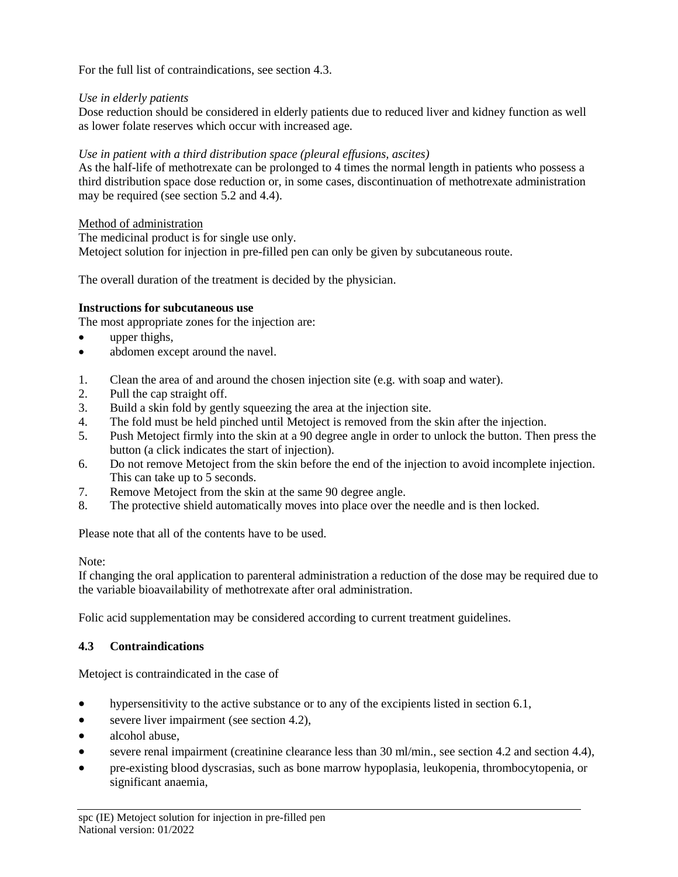For the full list of contraindications, see section 4.3.

*Use in elderly patients*
Dose reduction should be considered in elderly patients due to reduced liver and kidney function as well as lower folate reserves which occur with increased age.

*Use in patient with a third distribution space (pleural effusions, ascites)*
As the half-life of methotrexate can be prolonged to 4 times the normal length in patients who possess a third distribution space dose reduction or, in some cases, discontinuation of methotrexate administration may be required (see section 5.2 and 4.4).

<u>Method of administration</u>
The medicinal product is for single use only.
Metoject solution for injection in pre-filled pen can only be given by subcutaneous route.

The overall duration of the treatment is decided by the physician.

**Instructions for subcutaneous use**
The most appropriate zones for the injection are:

- upper thighs,
- abdomen except around the navel.

1. Clean the area of and around the chosen injection site (e.g. with soap and water).
2. Pull the cap straight off.
3. Build a skin fold by gently squeezing the area at the injection site.
4. The fold must be held pinched until Metoject is removed from the skin after the injection.
5. Push Metoject firmly into the skin at a 90 degree angle in order to unlock the button. Then press the button (a click indicates the start of injection).
6. Do not remove Metoject from the skin before the end of the injection to avoid incomplete injection. This can take up to 5 seconds.
7. Remove Metoject from the skin at the same 90 degree angle.
8. The protective shield automatically moves into place over the needle and is then locked.

Please note that all of the contents have to be used.

Note:
If changing the oral application to parenteral administration a reduction of the dose may be required due to the variable bioavailability of methotrexate after oral administration.

Folic acid supplementation may be considered according to current treatment guidelines.

### 4.3 Contraindications

Metoject is contraindicated in the case of

- hypersensitivity to the active substance or to any of the excipients listed in section 6.1,
- severe liver impairment (see section 4.2),
- alcohol abuse,
- severe renal impairment (creatinine clearance less than 30 ml/min., see section 4.2 and section 4.4),
- pre-existing blood dyscrasias, such as bone marrow hypoplasia, leukopenia, thrombocytopenia, or significant anaemia,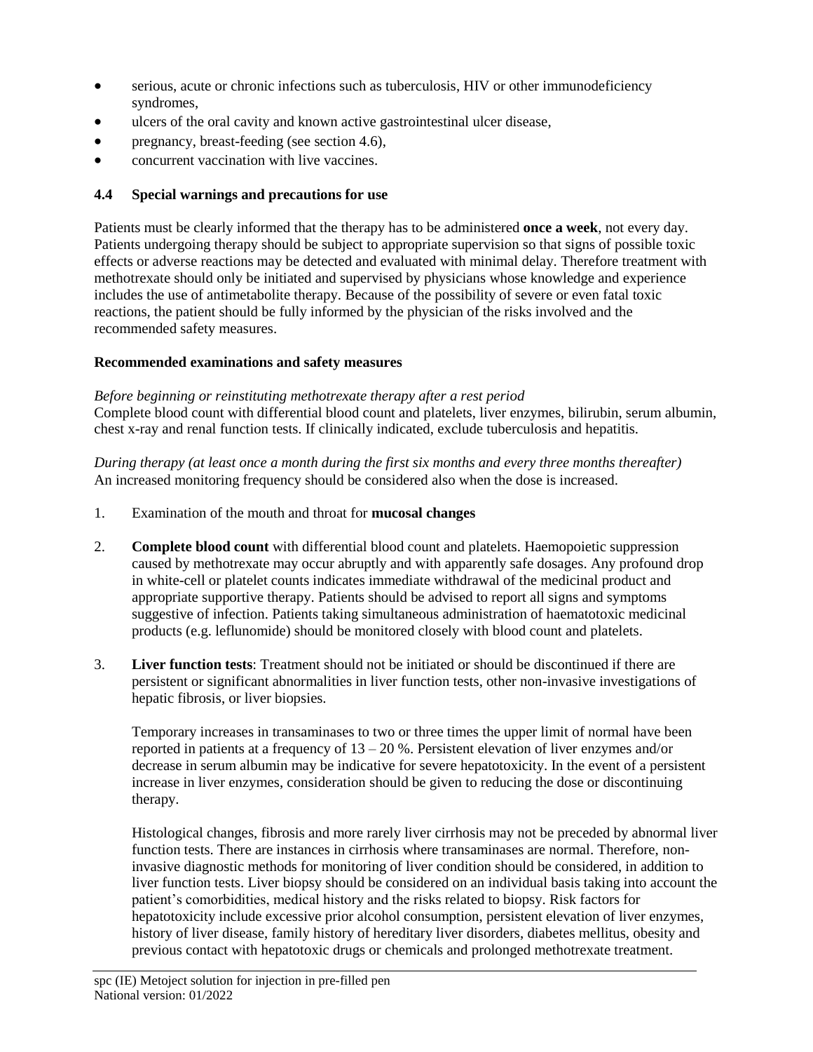- serious, acute or chronic infections such as tuberculosis, HIV or other immunodeficiency syndromes,
- ulcers of the oral cavity and known active gastrointestinal ulcer disease,
- pregnancy, breast-feeding (see section 4.6),
- concurrent vaccination with live vaccines.

### 4.4 Special warnings and precautions for use

Patients must be clearly informed that the therapy has to be administered **once a week**, not every day. Patients undergoing therapy should be subject to appropriate supervision so that signs of possible toxic effects or adverse reactions may be detected and evaluated with minimal delay. Therefore treatment with methotrexate should only be initiated and supervised by physicians whose knowledge and experience includes the use of antimetabolite therapy. Because of the possibility of severe or even fatal toxic reactions, the patient should be fully informed by the physician of the risks involved and the recommended safety measures.

**Recommended examinations and safety measures**

*Before beginning or reinstituting methotrexate therapy after a rest period*
Complete blood count with differential blood count and platelets, liver enzymes, bilirubin, serum albumin, chest x-ray and renal function tests. If clinically indicated, exclude tuberculosis and hepatitis.

*During therapy (at least once a month during the first six months and every three months thereafter)*
An increased monitoring frequency should be considered also when the dose is increased.

1. Examination of the mouth and throat for **mucosal changes**

2. **Complete blood count** with differential blood count and platelets. Haemopoietic suppression caused by methotrexate may occur abruptly and with apparently safe dosages. Any profound drop in white-cell or platelet counts indicates immediate withdrawal of the medicinal product and appropriate supportive therapy. Patients should be advised to report all signs and symptoms suggestive of infection. Patients taking simultaneous administration of haematotoxic medicinal products (e.g. leflunomide) should be monitored closely with blood count and platelets.

3. **Liver function tests**: Treatment should not be initiated or should be discontinued if there are persistent or significant abnormalities in liver function tests, other non-invasive investigations of hepatic fibrosis, or liver biopsies.

   Temporary increases in transaminases to two or three times the upper limit of normal have been reported in patients at a frequency of 13 – 20 %. Persistent elevation of liver enzymes and/or decrease in serum albumin may be indicative for severe hepatotoxicity. In the event of a persistent increase in liver enzymes, consideration should be given to reducing the dose or discontinuing therapy.

   Histological changes, fibrosis and more rarely liver cirrhosis may not be preceded by abnormal liver function tests. There are instances in cirrhosis where transaminases are normal. Therefore, non-invasive diagnostic methods for monitoring of liver condition should be considered, in addition to liver function tests. Liver biopsy should be considered on an individual basis taking into account the patient's comorbidities, medical history and the risks related to biopsy. Risk factors for hepatotoxicity include excessive prior alcohol consumption, persistent elevation of liver enzymes, history of liver disease, family history of hereditary liver disorders, diabetes mellitus, obesity and previous contact with hepatotoxic drugs or chemicals and prolonged methotrexate treatment.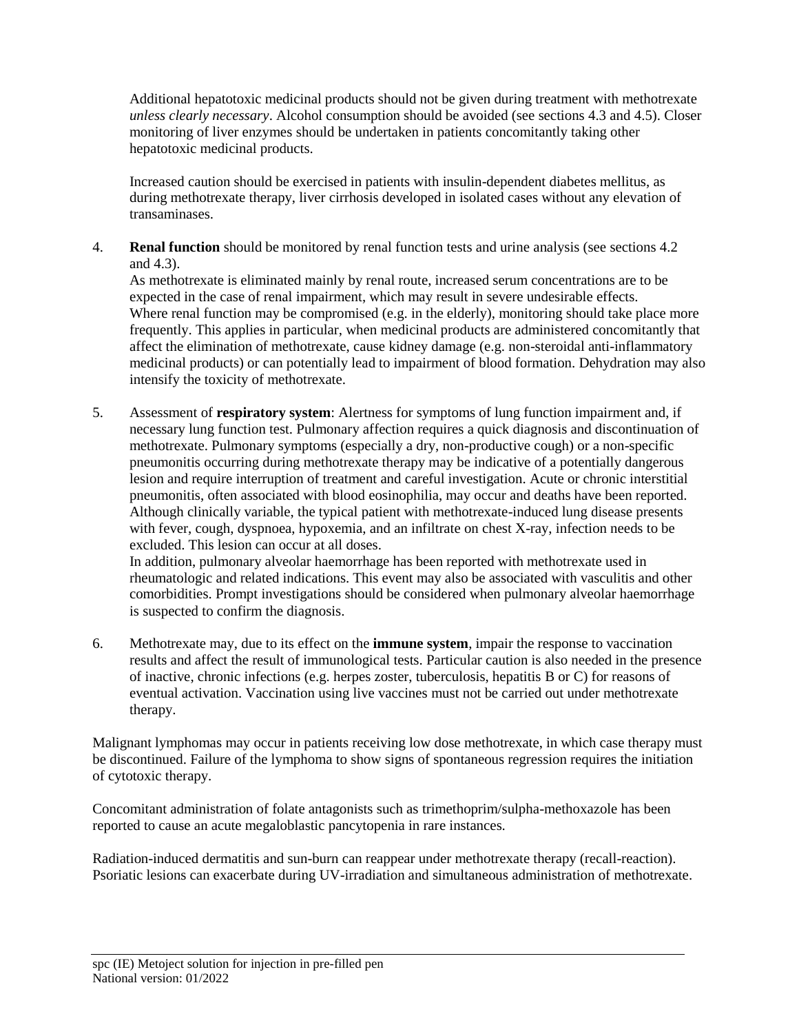Additional hepatotoxic medicinal products should not be given during treatment with methotrexate *unless clearly necessary*. Alcohol consumption should be avoided (see sections 4.3 and 4.5). Closer monitoring of liver enzymes should be undertaken in patients concomitantly taking other hepatotoxic medicinal products.

Increased caution should be exercised in patients with insulin-dependent diabetes mellitus, as during methotrexate therapy, liver cirrhosis developed in isolated cases without any elevation of transaminases.

4. **Renal function** should be monitored by renal function tests and urine analysis (see sections 4.2 and 4.3).
   As methotrexate is eliminated mainly by renal route, increased serum concentrations are to be expected in the case of renal impairment, which may result in severe undesirable effects.
   Where renal function may be compromised (e.g. in the elderly), monitoring should take place more frequently. This applies in particular, when medicinal products are administered concomitantly that affect the elimination of methotrexate, cause kidney damage (e.g. non-steroidal anti-inflammatory medicinal products) or can potentially lead to impairment of blood formation. Dehydration may also intensify the toxicity of methotrexate.

5. Assessment of **respiratory system**: Alertness for symptoms of lung function impairment and, if necessary lung function test. Pulmonary affection requires a quick diagnosis and discontinuation of methotrexate. Pulmonary symptoms (especially a dry, non-productive cough) or a non-specific pneumonitis occurring during methotrexate therapy may be indicative of a potentially dangerous lesion and require interruption of treatment and careful investigation. Acute or chronic interstitial pneumonitis, often associated with blood eosinophilia, may occur and deaths have been reported. Although clinically variable, the typical patient with methotrexate-induced lung disease presents with fever, cough, dyspnoea, hypoxemia, and an infiltrate on chest X-ray, infection needs to be excluded. This lesion can occur at all doses.
   In addition, pulmonary alveolar haemorrhage has been reported with methotrexate used in rheumatologic and related indications. This event may also be associated with vasculitis and other comorbidities. Prompt investigations should be considered when pulmonary alveolar haemorrhage is suspected to confirm the diagnosis.

6. Methotrexate may, due to its effect on the **immune system**, impair the response to vaccination results and affect the result of immunological tests. Particular caution is also needed in the presence of inactive, chronic infections (e.g. herpes zoster, tuberculosis, hepatitis B or C) for reasons of eventual activation. Vaccination using live vaccines must not be carried out under methotrexate therapy.

Malignant lymphomas may occur in patients receiving low dose methotrexate, in which case therapy must be discontinued. Failure of the lymphoma to show signs of spontaneous regression requires the initiation of cytotoxic therapy.

Concomitant administration of folate antagonists such as trimethoprim/sulpha-methoxazole has been reported to cause an acute megaloblastic pancytopenia in rare instances.

Radiation-induced dermatitis and sun-burn can reappear under methotrexate therapy (recall-reaction). Psoriatic lesions can exacerbate during UV-irradiation and simultaneous administration of methotrexate.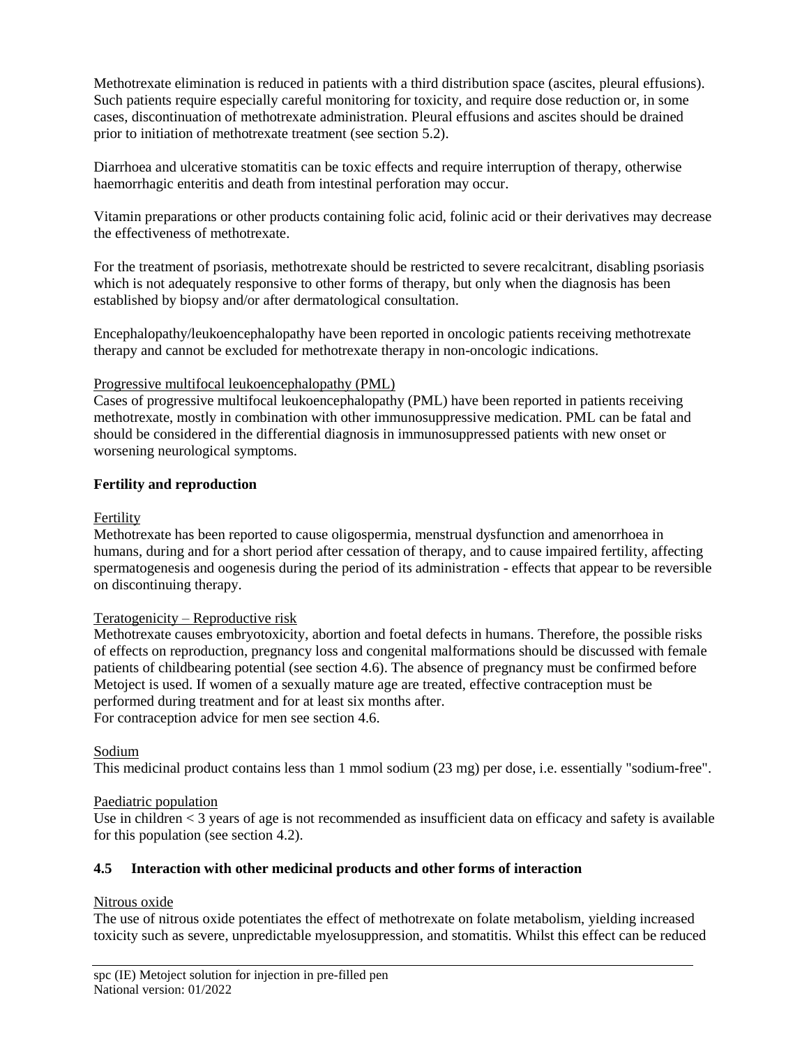Methotrexate elimination is reduced in patients with a third distribution space (ascites, pleural effusions). Such patients require especially careful monitoring for toxicity, and require dose reduction or, in some cases, discontinuation of methotrexate administration. Pleural effusions and ascites should be drained prior to initiation of methotrexate treatment (see section 5.2).

Diarrhoea and ulcerative stomatitis can be toxic effects and require interruption of therapy, otherwise haemorrhagic enteritis and death from intestinal perforation may occur.

Vitamin preparations or other products containing folic acid, folinic acid or their derivatives may decrease the effectiveness of methotrexate.

For the treatment of psoriasis, methotrexate should be restricted to severe recalcitrant, disabling psoriasis which is not adequately responsive to other forms of therapy, but only when the diagnosis has been established by biopsy and/or after dermatological consultation.

Encephalopathy/leukoencephalopathy have been reported in oncologic patients receiving methotrexate therapy and cannot be excluded for methotrexate therapy in non-oncologic indications.

Progressive multifocal leukoencephalopathy (PML)

Cases of progressive multifocal leukoencephalopathy (PML) have been reported in patients receiving methotrexate, mostly in combination with other immunosuppressive medication. PML can be fatal and should be considered in the differential diagnosis in immunosuppressed patients with new onset or worsening neurological symptoms.

**Fertility and reproduction**

Fertility

Methotrexate has been reported to cause oligospermia, menstrual dysfunction and amenorrhoea in humans, during and for a short period after cessation of therapy, and to cause impaired fertility, affecting spermatogenesis and oogenesis during the period of its administration - effects that appear to be reversible on discontinuing therapy.

Teratogenicity – Reproductive risk

Methotrexate causes embryotoxicity, abortion and foetal defects in humans. Therefore, the possible risks of effects on reproduction, pregnancy loss and congenital malformations should be discussed with female patients of childbearing potential (see section 4.6). The absence of pregnancy must be confirmed before Metoject is used. If women of a sexually mature age are treated, effective contraception must be performed during treatment and for at least six months after.
For contraception advice for men see section 4.6.

Sodium

This medicinal product contains less than 1 mmol sodium (23 mg) per dose, i.e. essentially "sodium-free".

Paediatric population

Use in children < 3 years of age is not recommended as insufficient data on efficacy and safety is available for this population (see section 4.2).

### 4.5 Interaction with other medicinal products and other forms of interaction

Nitrous oxide

The use of nitrous oxide potentiates the effect of methotrexate on folate metabolism, yielding increased toxicity such as severe, unpredictable myelosuppression, and stomatitis. Whilst this effect can be reduced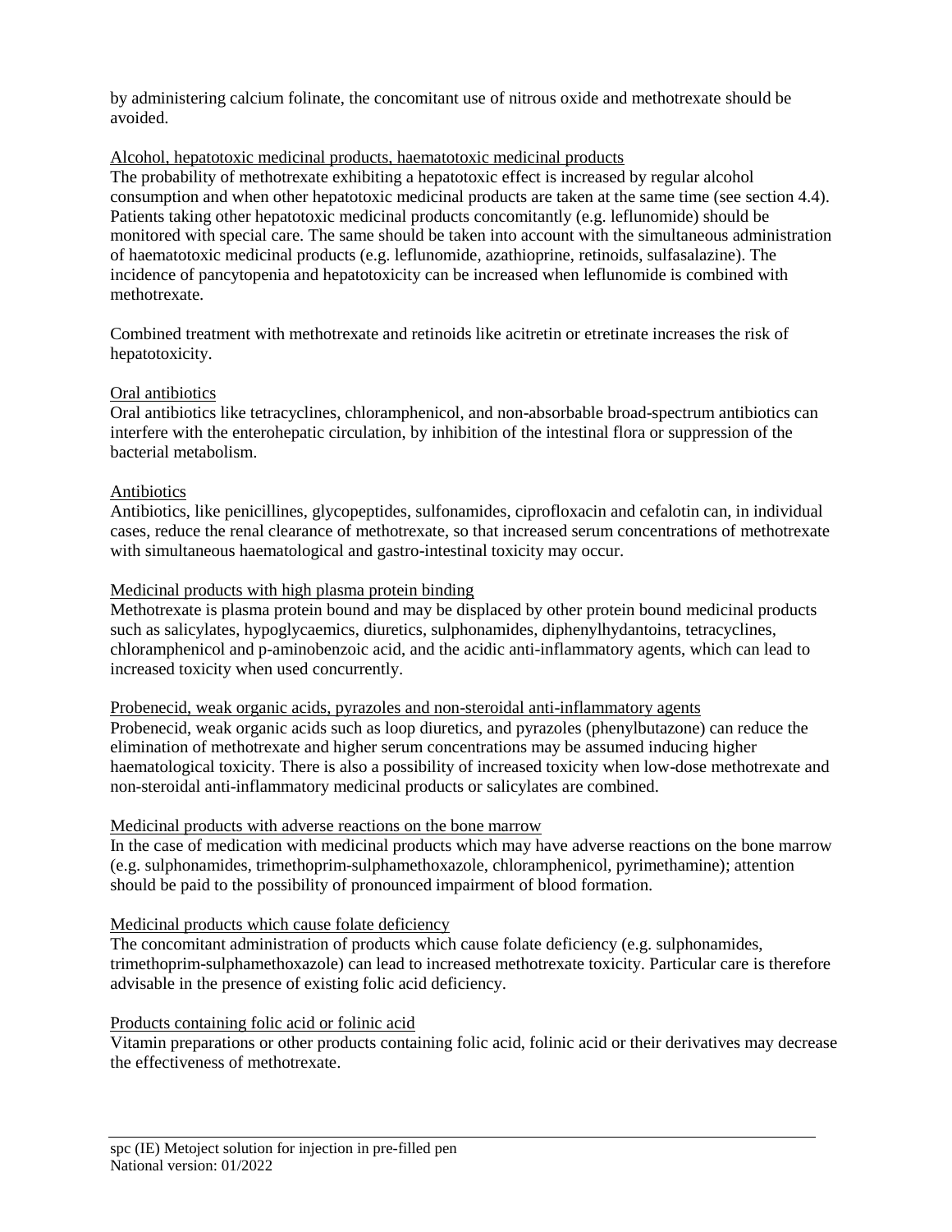by administering calcium folinate, the concomitant use of nitrous oxide and methotrexate should be avoided.

Alcohol, hepatotoxic medicinal products, haematotoxic medicinal products

The probability of methotrexate exhibiting a hepatotoxic effect is increased by regular alcohol consumption and when other hepatotoxic medicinal products are taken at the same time (see section 4.4). Patients taking other hepatotoxic medicinal products concomitantly (e.g. leflunomide) should be monitored with special care. The same should be taken into account with the simultaneous administration of haematotoxic medicinal products (e.g. leflunomide, azathioprine, retinoids, sulfasalazine). The incidence of pancytopenia and hepatotoxicity can be increased when leflunomide is combined with methotrexate.

Combined treatment with methotrexate and retinoids like acitretin or etretinate increases the risk of hepatotoxicity.

Oral antibiotics

Oral antibiotics like tetracyclines, chloramphenicol, and non-absorbable broad-spectrum antibiotics can interfere with the enterohepatic circulation, by inhibition of the intestinal flora or suppression of the bacterial metabolism.

Antibiotics

Antibiotics, like penicillines, glycopeptides, sulfonamides, ciprofloxacin and cefalotin can, in individual cases, reduce the renal clearance of methotrexate, so that increased serum concentrations of methotrexate with simultaneous haematological and gastro-intestinal toxicity may occur.

Medicinal products with high plasma protein binding

Methotrexate is plasma protein bound and may be displaced by other protein bound medicinal products such as salicylates, hypoglycaemics, diuretics, sulphonamides, diphenylhydantoins, tetracyclines, chloramphenicol and p-aminobenzoic acid, and the acidic anti-inflammatory agents, which can lead to increased toxicity when used concurrently.

Probenecid, weak organic acids, pyrazoles and non-steroidal anti-inflammatory agents

Probenecid, weak organic acids such as loop diuretics, and pyrazoles (phenylbutazone) can reduce the elimination of methotrexate and higher serum concentrations may be assumed inducing higher haematological toxicity. There is also a possibility of increased toxicity when low-dose methotrexate and non-steroidal anti-inflammatory medicinal products or salicylates are combined.

Medicinal products with adverse reactions on the bone marrow

In the case of medication with medicinal products which may have adverse reactions on the bone marrow (e.g. sulphonamides, trimethoprim-sulphamethoxazole, chloramphenicol, pyrimethamine); attention should be paid to the possibility of pronounced impairment of blood formation.

Medicinal products which cause folate deficiency

The concomitant administration of products which cause folate deficiency (e.g. sulphonamides, trimethoprim-sulphamethoxazole) can lead to increased methotrexate toxicity. Particular care is therefore advisable in the presence of existing folic acid deficiency.

Products containing folic acid or folinic acid

Vitamin preparations or other products containing folic acid, folinic acid or their derivatives may decrease the effectiveness of methotrexate.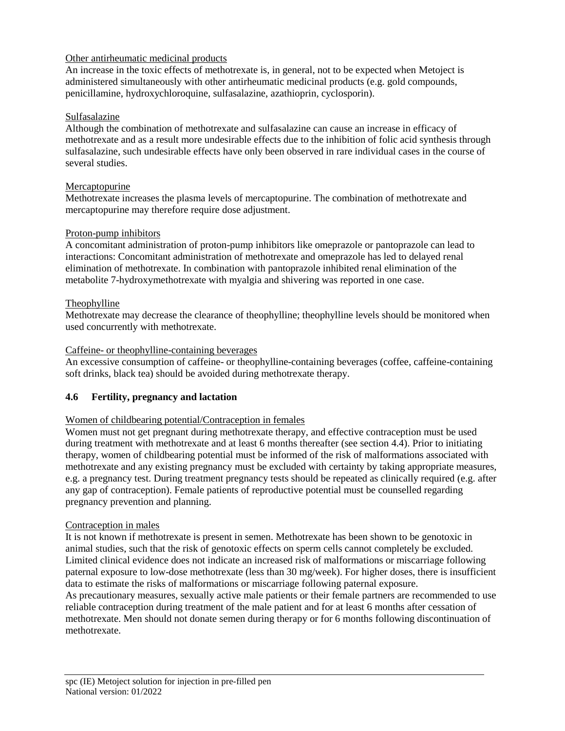Other antirheumatic medicinal products

An increase in the toxic effects of methotrexate is, in general, not to be expected when Metoject is administered simultaneously with other antirheumatic medicinal products (e.g. gold compounds, penicillamine, hydroxychloroquine, sulfasalazine, azathioprin, cyclosporin).

Sulfasalazine

Although the combination of methotrexate and sulfasalazine can cause an increase in efficacy of methotrexate and as a result more undesirable effects due to the inhibition of folic acid synthesis through sulfasalazine, such undesirable effects have only been observed in rare individual cases in the course of several studies.

Mercaptopurine

Methotrexate increases the plasma levels of mercaptopurine. The combination of methotrexate and mercaptopurine may therefore require dose adjustment.

Proton-pump inhibitors

A concomitant administration of proton-pump inhibitors like omeprazole or pantoprazole can lead to interactions: Concomitant administration of methotrexate and omeprazole has led to delayed renal elimination of methotrexate. In combination with pantoprazole inhibited renal elimination of the metabolite 7-hydroxymethotrexate with myalgia and shivering was reported in one case.

Theophylline

Methotrexate may decrease the clearance of theophylline; theophylline levels should be monitored when used concurrently with methotrexate.

Caffeine- or theophylline-containing beverages

An excessive consumption of caffeine- or theophylline-containing beverages (coffee, caffeine-containing soft drinks, black tea) should be avoided during methotrexate therapy.

## 4.6 Fertility, pregnancy and lactation

Women of childbearing potential/Contraception in females

Women must not get pregnant during methotrexate therapy, and effective contraception must be used during treatment with methotrexate and at least 6 months thereafter (see section 4.4). Prior to initiating therapy, women of childbearing potential must be informed of the risk of malformations associated with methotrexate and any existing pregnancy must be excluded with certainty by taking appropriate measures, e.g. a pregnancy test. During treatment pregnancy tests should be repeated as clinically required (e.g. after any gap of contraception). Female patients of reproductive potential must be counselled regarding pregnancy prevention and planning.

Contraception in males

It is not known if methotrexate is present in semen. Methotrexate has been shown to be genotoxic in animal studies, such that the risk of genotoxic effects on sperm cells cannot completely be excluded. Limited clinical evidence does not indicate an increased risk of malformations or miscarriage following paternal exposure to low-dose methotrexate (less than 30 mg/week). For higher doses, there is insufficient data to estimate the risks of malformations or miscarriage following paternal exposure.
As precautionary measures, sexually active male patients or their female partners are recommended to use reliable contraception during treatment of the male patient and for at least 6 months after cessation of methotrexate. Men should not donate semen during therapy or for 6 months following discontinuation of methotrexate.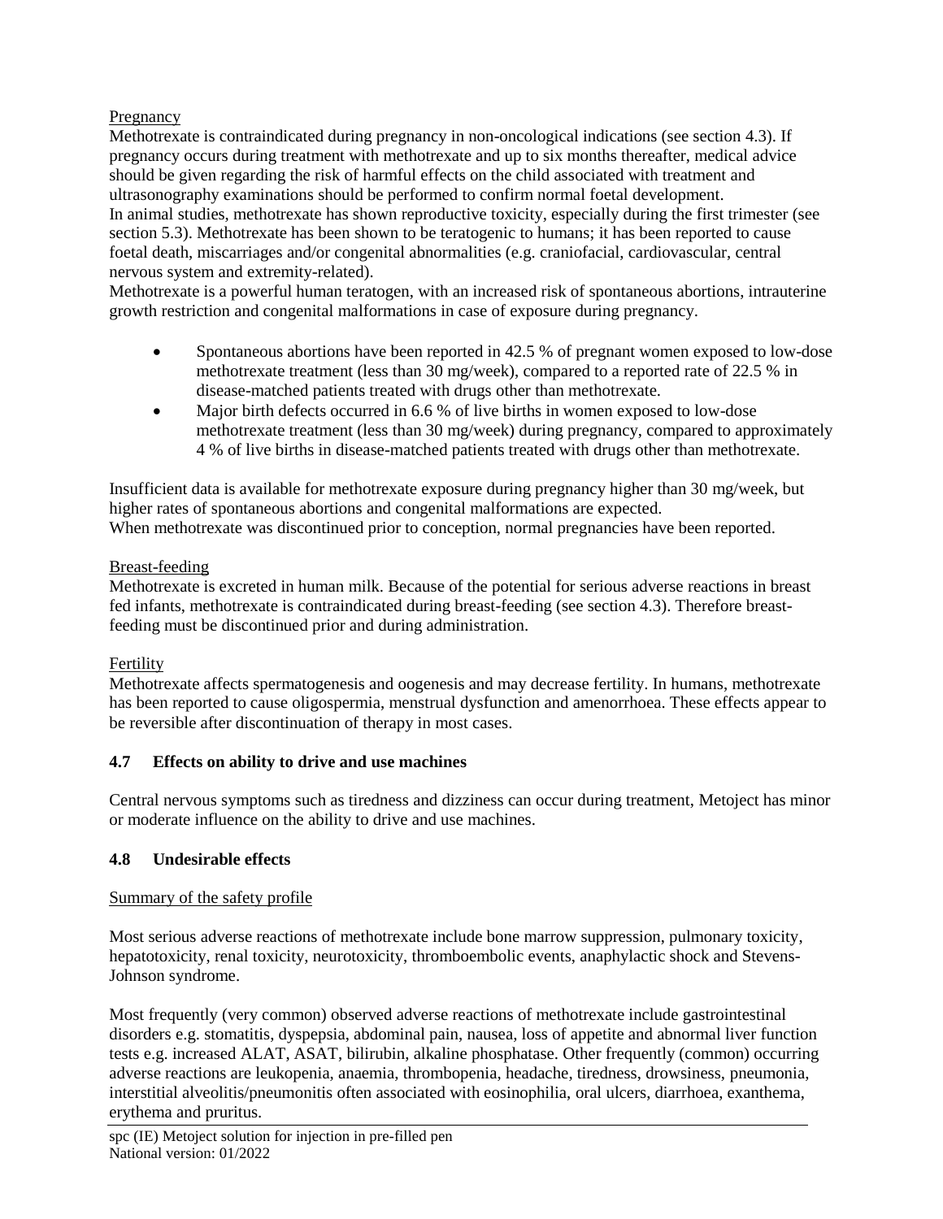Pregnancy

Methotrexate is contraindicated during pregnancy in non-oncological indications (see section 4.3). If pregnancy occurs during treatment with methotrexate and up to six months thereafter, medical advice should be given regarding the risk of harmful effects on the child associated with treatment and ultrasonography examinations should be performed to confirm normal foetal development.
In animal studies, methotrexate has shown reproductive toxicity, especially during the first trimester (see section 5.3). Methotrexate has been shown to be teratogenic to humans; it has been reported to cause foetal death, miscarriages and/or congenital abnormalities (e.g. craniofacial, cardiovascular, central nervous system and extremity-related).
Methotrexate is a powerful human teratogen, with an increased risk of spontaneous abortions, intrauterine growth restriction and congenital malformations in case of exposure during pregnancy.

- Spontaneous abortions have been reported in 42.5 % of pregnant women exposed to low-dose methotrexate treatment (less than 30 mg/week), compared to a reported rate of 22.5 % in disease-matched patients treated with drugs other than methotrexate.
- Major birth defects occurred in 6.6 % of live births in women exposed to low-dose methotrexate treatment (less than 30 mg/week) during pregnancy, compared to approximately 4 % of live births in disease-matched patients treated with drugs other than methotrexate.

Insufficient data is available for methotrexate exposure during pregnancy higher than 30 mg/week, but higher rates of spontaneous abortions and congenital malformations are expected.
When methotrexate was discontinued prior to conception, normal pregnancies have been reported.

Breast-feeding

Methotrexate is excreted in human milk. Because of the potential for serious adverse reactions in breast fed infants, methotrexate is contraindicated during breast-feeding (see section 4.3). Therefore breast-feeding must be discontinued prior and during administration.

Fertility

Methotrexate affects spermatogenesis and oogenesis and may decrease fertility. In humans, methotrexate has been reported to cause oligospermia, menstrual dysfunction and amenorrhoea. These effects appear to be reversible after discontinuation of therapy in most cases.

### 4.7 Effects on ability to drive and use machines

Central nervous symptoms such as tiredness and dizziness can occur during treatment, Metoject has minor or moderate influence on the ability to drive and use machines.

### 4.8 Undesirable effects

Summary of the safety profile

Most serious adverse reactions of methotrexate include bone marrow suppression, pulmonary toxicity, hepatotoxicity, renal toxicity, neurotoxicity, thromboembolic events, anaphylactic shock and Stevens-Johnson syndrome.

Most frequently (very common) observed adverse reactions of methotrexate include gastrointestinal disorders e.g. stomatitis, dyspepsia, abdominal pain, nausea, loss of appetite and abnormal liver function tests e.g. increased ALAT, ASAT, bilirubin, alkaline phosphatase. Other frequently (common) occurring adverse reactions are leukopenia, anaemia, thrombopenia, headache, tiredness, drowsiness, pneumonia, interstitial alveolitis/pneumonitis often associated with eosinophilia, oral ulcers, diarrhoea, exanthema, erythema and pruritus.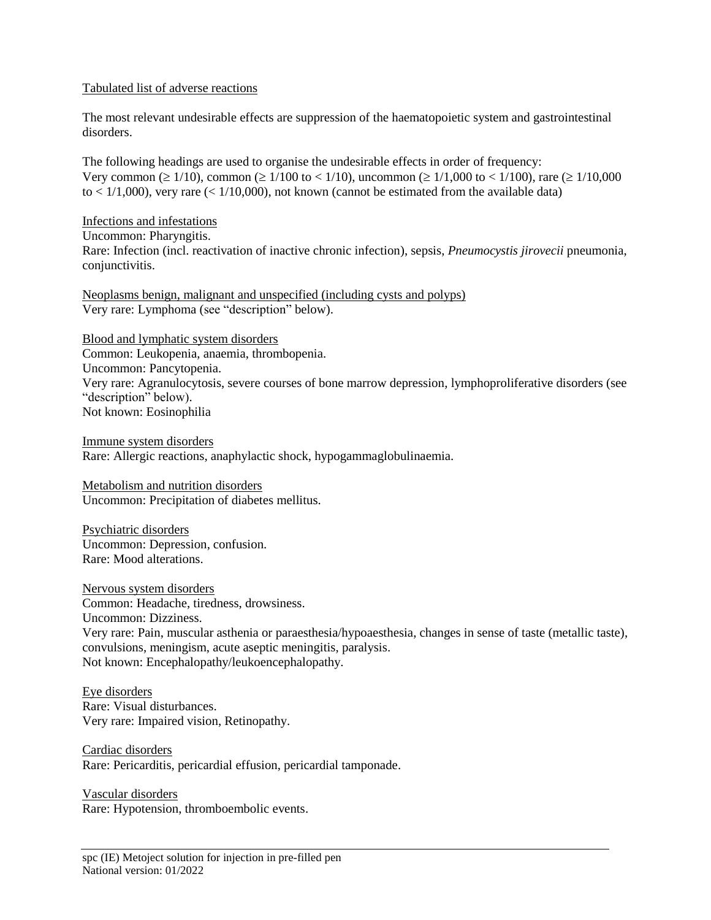Tabulated list of adverse reactions

The most relevant undesirable effects are suppression of the haematopoietic system and gastrointestinal disorders.

The following headings are used to organise the undesirable effects in order of frequency:
Very common (≥ 1/10), common (≥ 1/100 to < 1/10), uncommon (≥ 1/1,000 to < 1/100), rare (≥ 1/10,000 to < 1/1,000), very rare (< 1/10,000), not known (cannot be estimated from the available data)

Infections and infestations
Uncommon: Pharyngitis.
Rare: Infection (incl. reactivation of inactive chronic infection), sepsis, *Pneumocystis jirovecii* pneumonia, conjunctivitis.

Neoplasms benign, malignant and unspecified (including cysts and polyps)
Very rare: Lymphoma (see "description" below).

Blood and lymphatic system disorders
Common: Leukopenia, anaemia, thrombopenia.
Uncommon: Pancytopenia.
Very rare: Agranulocytosis, severe courses of bone marrow depression, lymphoproliferative disorders (see "description" below).
Not known: Eosinophilia

Immune system disorders
Rare: Allergic reactions, anaphylactic shock, hypogammaglobulinaemia.

Metabolism and nutrition disorders
Uncommon: Precipitation of diabetes mellitus.

Psychiatric disorders
Uncommon: Depression, confusion.
Rare: Mood alterations.

Nervous system disorders
Common: Headache, tiredness, drowsiness.
Uncommon: Dizziness.
Very rare: Pain, muscular asthenia or paraesthesia/hypoaesthesia, changes in sense of taste (metallic taste), convulsions, meningism, acute aseptic meningitis, paralysis.
Not known: Encephalopathy/leukoencephalopathy.

Eye disorders
Rare: Visual disturbances.
Very rare: Impaired vision, Retinopathy.

Cardiac disorders
Rare: Pericarditis, pericardial effusion, pericardial tamponade.

Vascular disorders
Rare: Hypotension, thromboembolic events.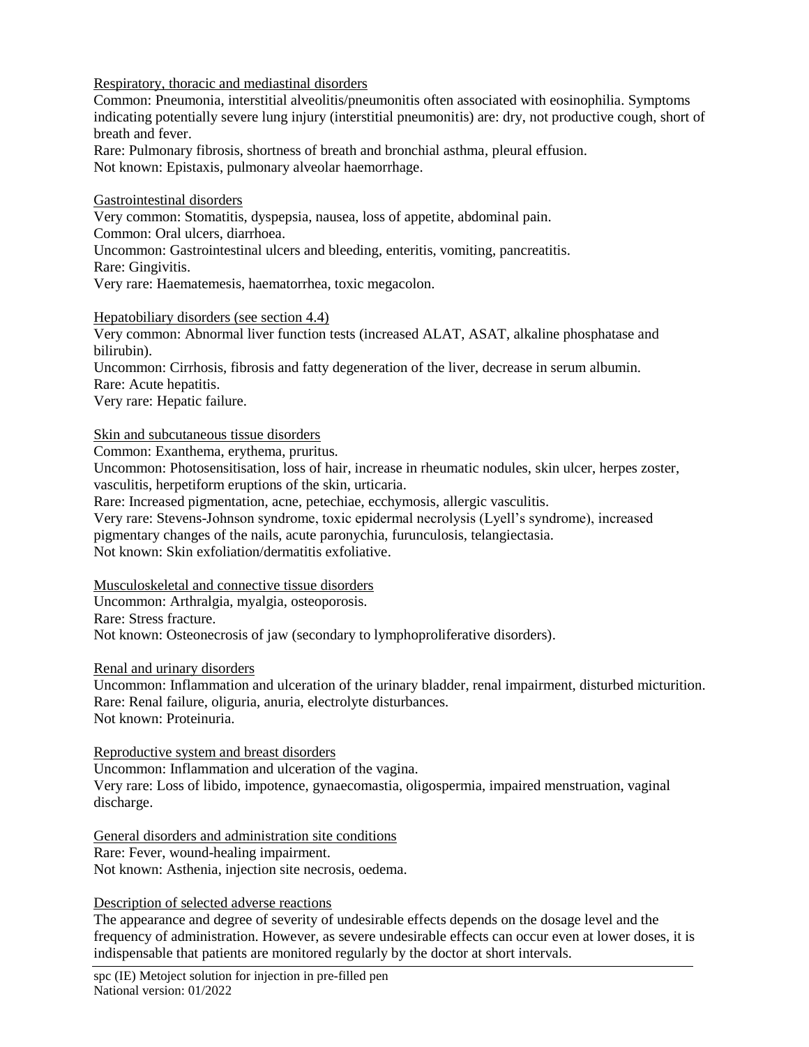Respiratory, thoracic and mediastinal disorders

Common: Pneumonia, interstitial alveolitis/pneumonitis often associated with eosinophilia. Symptoms indicating potentially severe lung injury (interstitial pneumonitis) are: dry, not productive cough, short of breath and fever.
Rare: Pulmonary fibrosis, shortness of breath and bronchial asthma, pleural effusion.
Not known: Epistaxis, pulmonary alveolar haemorrhage.

Gastrointestinal disorders

Very common: Stomatitis, dyspepsia, nausea, loss of appetite, abdominal pain.
Common: Oral ulcers, diarrhoea.
Uncommon: Gastrointestinal ulcers and bleeding, enteritis, vomiting, pancreatitis.
Rare: Gingivitis.
Very rare: Haematemesis, haematorrhea, toxic megacolon.

Hepatobiliary disorders (see section 4.4)

Very common: Abnormal liver function tests (increased ALAT, ASAT, alkaline phosphatase and bilirubin).
Uncommon: Cirrhosis, fibrosis and fatty degeneration of the liver, decrease in serum albumin.
Rare: Acute hepatitis.
Very rare: Hepatic failure.

Skin and subcutaneous tissue disorders

Common: Exanthema, erythema, pruritus.
Uncommon: Photosensitisation, loss of hair, increase in rheumatic nodules, skin ulcer, herpes zoster, vasculitis, herpetiform eruptions of the skin, urticaria.
Rare: Increased pigmentation, acne, petechiae, ecchymosis, allergic vasculitis.
Very rare: Stevens-Johnson syndrome, toxic epidermal necrolysis (Lyell's syndrome), increased pigmentary changes of the nails, acute paronychia, furunculosis, telangiectasia.
Not known: Skin exfoliation/dermatitis exfoliative.

Musculoskeletal and connective tissue disorders

Uncommon: Arthralgia, myalgia, osteoporosis.
Rare: Stress fracture.
Not known: Osteonecrosis of jaw (secondary to lymphoproliferative disorders).

Renal and urinary disorders

Uncommon: Inflammation and ulceration of the urinary bladder, renal impairment, disturbed micturition.
Rare: Renal failure, oliguria, anuria, electrolyte disturbances.
Not known: Proteinuria.

Reproductive system and breast disorders

Uncommon: Inflammation and ulceration of the vagina.
Very rare: Loss of libido, impotence, gynaecomastia, oligospermia, impaired menstruation, vaginal discharge.

General disorders and administration site conditions

Rare: Fever, wound-healing impairment.
Not known: Asthenia, injection site necrosis, oedema.

Description of selected adverse reactions

The appearance and degree of severity of undesirable effects depends on the dosage level and the frequency of administration. However, as severe undesirable effects can occur even at lower doses, it is indispensable that patients are monitored regularly by the doctor at short intervals.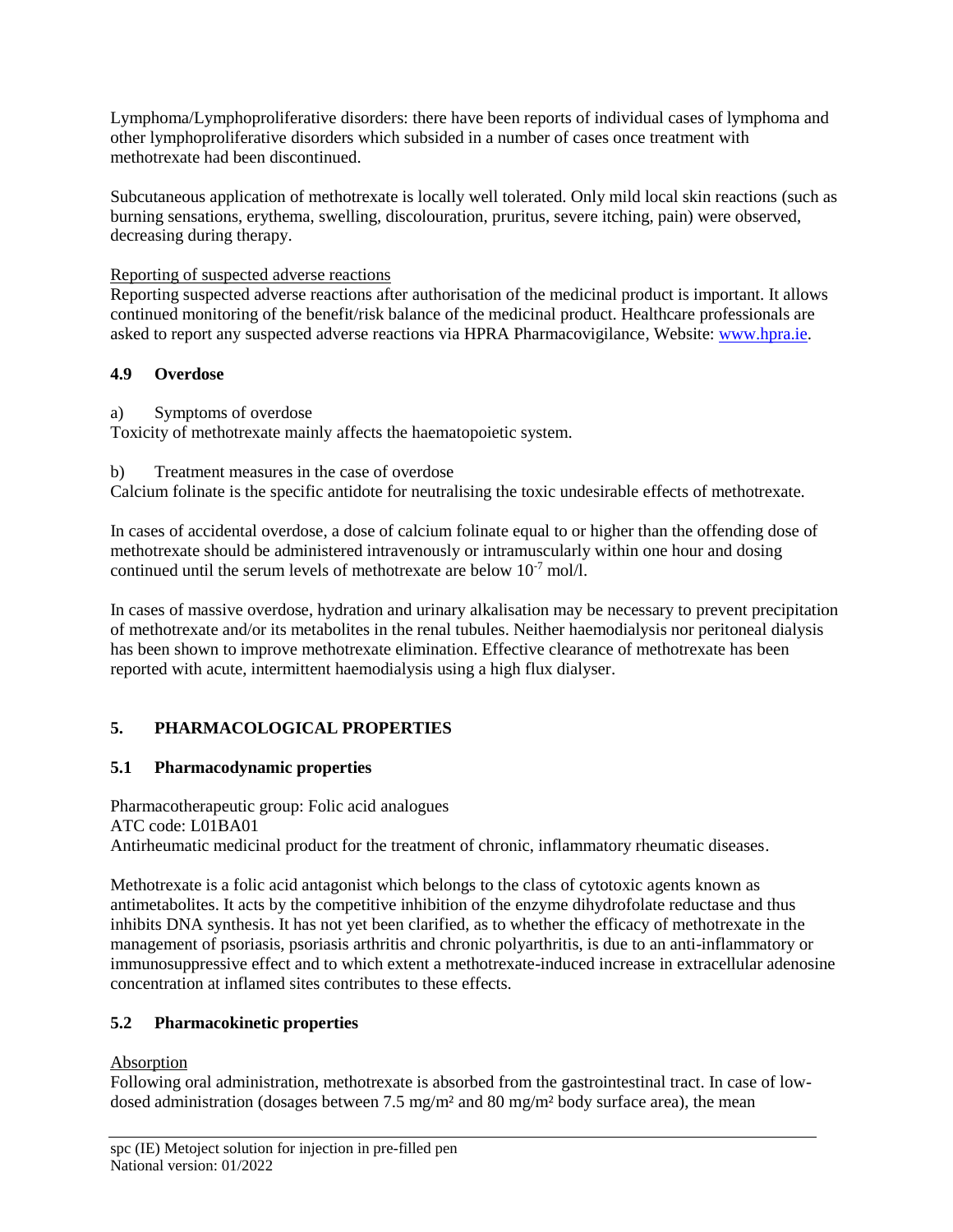Lymphoma/Lymphoproliferative disorders: there have been reports of individual cases of lymphoma and other lymphoproliferative disorders which subsided in a number of cases once treatment with methotrexate had been discontinued.

Subcutaneous application of methotrexate is locally well tolerated. Only mild local skin reactions (such as burning sensations, erythema, swelling, discolouration, pruritus, severe itching, pain) were observed, decreasing during therapy.

Reporting of suspected adverse reactions
Reporting suspected adverse reactions after authorisation of the medicinal product is important. It allows continued monitoring of the benefit/risk balance of the medicinal product. Healthcare professionals are asked to report any suspected adverse reactions via HPRA Pharmacovigilance, Website: www.hpra.ie.

### 4.9 Overdose

a) Symptoms of overdose
Toxicity of methotrexate mainly affects the haematopoietic system.

b) Treatment measures in the case of overdose
Calcium folinate is the specific antidote for neutralising the toxic undesirable effects of methotrexate.

In cases of accidental overdose, a dose of calcium folinate equal to or higher than the offending dose of methotrexate should be administered intravenously or intramuscularly within one hour and dosing continued until the serum levels of methotrexate are below $10^{-7}$ mol/l.

In cases of massive overdose, hydration and urinary alkalisation may be necessary to prevent precipitation of methotrexate and/or its metabolites in the renal tubules. Neither haemodialysis nor peritoneal dialysis has been shown to improve methotrexate elimination. Effective clearance of methotrexate has been reported with acute, intermittent haemodialysis using a high flux dialyser.

## 5. PHARMACOLOGICAL PROPERTIES

### 5.1 Pharmacodynamic properties

Pharmacotherapeutic group: Folic acid analogues
ATC code: L01BA01
Antirheumatic medicinal product for the treatment of chronic, inflammatory rheumatic diseases.

Methotrexate is a folic acid antagonist which belongs to the class of cytotoxic agents known as antimetabolites. It acts by the competitive inhibition of the enzyme dihydrofolate reductase and thus inhibits DNA synthesis. It has not yet been clarified, as to whether the efficacy of methotrexate in the management of psoriasis, psoriasis arthritis and chronic polyarthritis, is due to an anti-inflammatory or immunosuppressive effect and to which extent a methotrexate-induced increase in extracellular adenosine concentration at inflamed sites contributes to these effects.

### 5.2 Pharmacokinetic properties

Absorption
Following oral administration, methotrexate is absorbed from the gastrointestinal tract. In case of low-dosed administration (dosages between 7.5 mg/m² and 80 mg/m² body surface area), the mean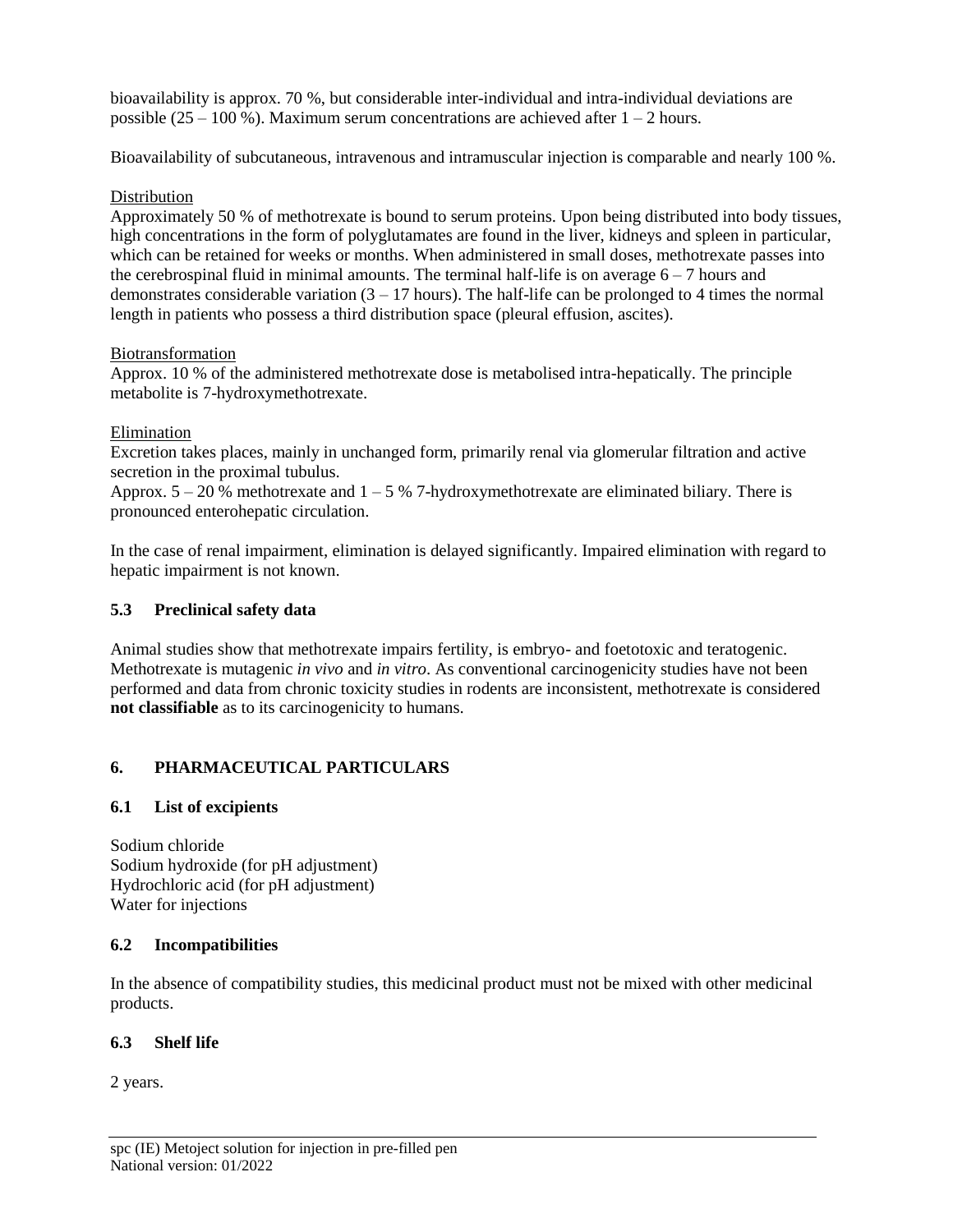bioavailability is approx. 70 %, but considerable inter-individual and intra-individual deviations are possible (25 – 100 %). Maximum serum concentrations are achieved after 1 – 2 hours.

Bioavailability of subcutaneous, intravenous and intramuscular injection is comparable and nearly 100 %.

Distribution

Approximately 50 % of methotrexate is bound to serum proteins. Upon being distributed into body tissues, high concentrations in the form of polyglutamates are found in the liver, kidneys and spleen in particular, which can be retained for weeks or months. When administered in small doses, methotrexate passes into the cerebrospinal fluid in minimal amounts. The terminal half-life is on average 6 – 7 hours and demonstrates considerable variation (3 – 17 hours). The half-life can be prolonged to 4 times the normal length in patients who possess a third distribution space (pleural effusion, ascites).

Biotransformation

Approx. 10 % of the administered methotrexate dose is metabolised intra-hepatically. The principle metabolite is 7-hydroxymethotrexate.

Elimination

Excretion takes places, mainly in unchanged form, primarily renal via glomerular filtration and active secretion in the proximal tubulus.

Approx. 5 – 20 % methotrexate and 1 – 5 % 7-hydroxymethotrexate are eliminated biliary. There is pronounced enterohepatic circulation.

In the case of renal impairment, elimination is delayed significantly. Impaired elimination with regard to hepatic impairment is not known.

### 5.3 Preclinical safety data

Animal studies show that methotrexate impairs fertility, is embryo- and foetotoxic and teratogenic. Methotrexate is mutagenic *in vivo* and *in vitro*. As conventional carcinogenicity studies have not been performed and data from chronic toxicity studies in rodents are inconsistent, methotrexate is considered **not classifiable** as to its carcinogenicity to humans.

## 6. PHARMACEUTICAL PARTICULARS

### 6.1 List of excipients

Sodium chloride
Sodium hydroxide (for pH adjustment)
Hydrochloric acid (for pH adjustment)
Water for injections

### 6.2 Incompatibilities

In the absence of compatibility studies, this medicinal product must not be mixed with other medicinal products.

### 6.3 Shelf life

2 years.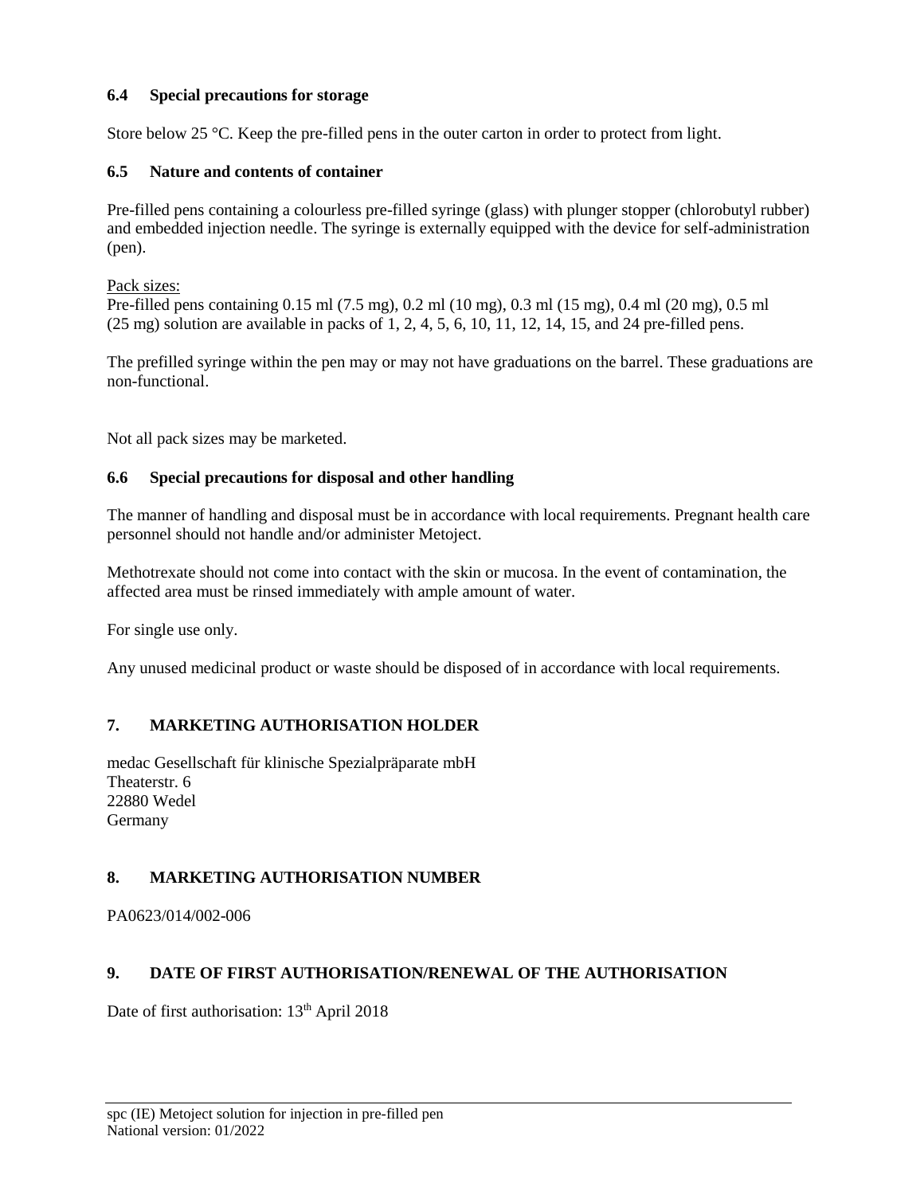### 6.4 Special precautions for storage

Store below 25 °C. Keep the pre-filled pens in the outer carton in order to protect from light.

### 6.5 Nature and contents of container

Pre-filled pens containing a colourless pre-filled syringe (glass) with plunger stopper (chlorobutyl rubber) and embedded injection needle. The syringe is externally equipped with the device for self-administration (pen).

Pack sizes:
Pre-filled pens containing 0.15 ml (7.5 mg), 0.2 ml (10 mg), 0.3 ml (15 mg), 0.4 ml (20 mg), 0.5 ml (25 mg) solution are available in packs of 1, 2, 4, 5, 6, 10, 11, 12, 14, 15, and 24 pre-filled pens.

The prefilled syringe within the pen may or may not have graduations on the barrel. These graduations are non-functional.

Not all pack sizes may be marketed.

### 6.6 Special precautions for disposal and other handling

The manner of handling and disposal must be in accordance with local requirements. Pregnant health care personnel should not handle and/or administer Metoject.

Methotrexate should not come into contact with the skin or mucosa. In the event of contamination, the affected area must be rinsed immediately with ample amount of water.

For single use only.

Any unused medicinal product or waste should be disposed of in accordance with local requirements.

## 7. MARKETING AUTHORISATION HOLDER

medac Gesellschaft für klinische Spezialpräparate mbH
Theaterstr. 6
22880 Wedel
Germany

## 8. MARKETING AUTHORISATION NUMBER

PA0623/014/002-006

## 9. DATE OF FIRST AUTHORISATION/RENEWAL OF THE AUTHORISATION

Date of first authorisation: 13th April 2018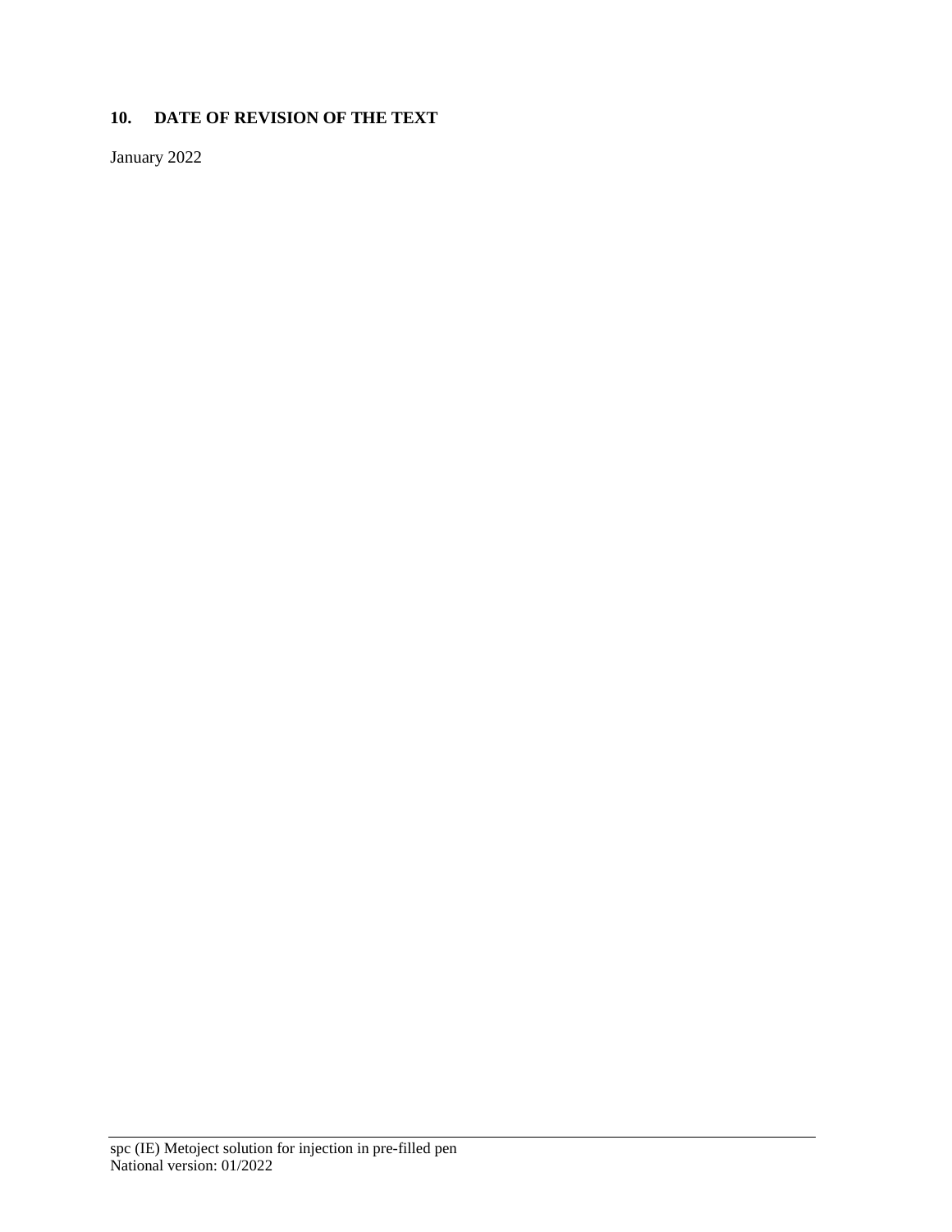## 10. DATE OF REVISION OF THE TEXT

January 2022